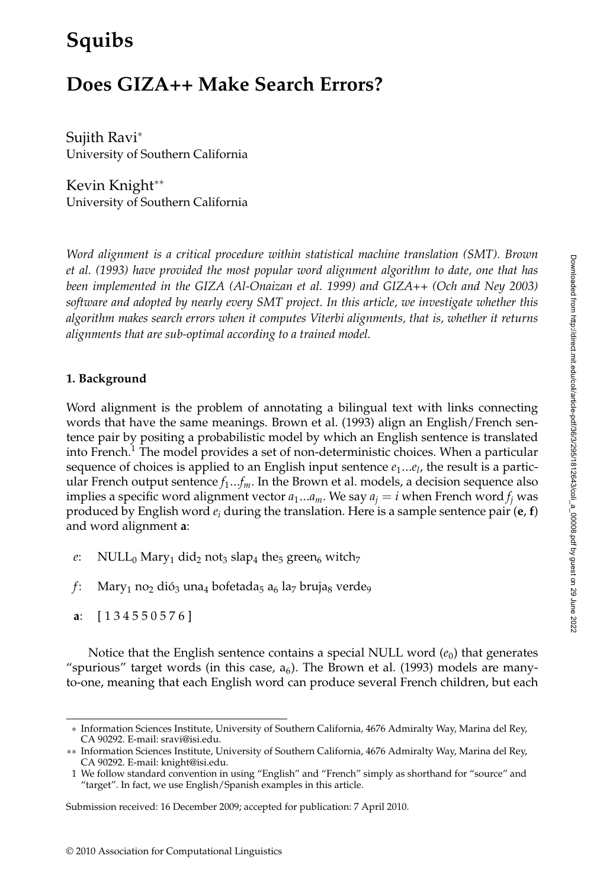# Squibs

## Does GIZA++ Make Search Errors?

Sujith Ravi*
University of Southern California

Kevin Knight**
University of Southern California

*Word alignment is a critical procedure within statistical machine translation (SMT). Brown et al. (1993) have provided the most popular word alignment algorithm to date, one that has been implemented in the GIZA (Al-Onaizan et al. 1999) and GIZA++ (Och and Ney 2003) software and adopted by nearly every SMT project. In this article, we investigate whether this algorithm makes search errors when it computes Viterbi alignments, that is, whether it returns alignments that are sub-optimal according to a trained model.*

### 1. Background

Word alignment is the problem of annotating a bilingual text with links connecting words that have the same meanings. Brown et al. (1993) align an English/French sentence pair by positing a probabilistic model by which an English sentence is translated into French.[1] The model provides a set of non-deterministic choices. When a particular sequence of choices is applied to an English input sentence $e_1...e_l$, the result is a particular French output sentence $f_1...f_m$. In the Brown et al. models, a decision sequence also implies a specific word alignment vector $a_1...a_m$. We say $a_j = i$ when French word $f_j$ was produced by English word $e_i$ during the translation. Here is a sample sentence pair (**e**, **f**) and word alignment **a**:

*e*: NULL$_0$ Mary$_1$ did$_2$ not$_3$ slap$_4$ the$_5$ green$_6$ witch$_7$

*f*: Mary$_1$ no$_2$ dió$_3$ una$_4$ bofetada$_5$ a$_6$ la$_7$ bruja$_8$ verde$_9$

**a**: [ 1 3 4 5 5 0 5 7 6 ]

Notice that the English sentence contains a special NULL word ($e_0$) that generates "spurious" target words (in this case, a$_6$). The Brown et al. (1993) models are many-to-one, meaning that each English word can produce several French children, but each

---

\* Information Sciences Institute, University of Southern California, 4676 Admiralty Way, Marina del Rey, CA 90292. E-mail: sravi@isi.edu.

\*\* Information Sciences Institute, University of Southern California, 4676 Admiralty Way, Marina del Rey, CA 90292. E-mail: knight@isi.edu.

1 We follow standard convention in using "English" and "French" simply as shorthand for "source" and "target". In fact, we use English/Spanish examples in this article.

Submission received: 16 December 2009; accepted for publication: 7 April 2010.

© 2010 Association for Computational Linguistics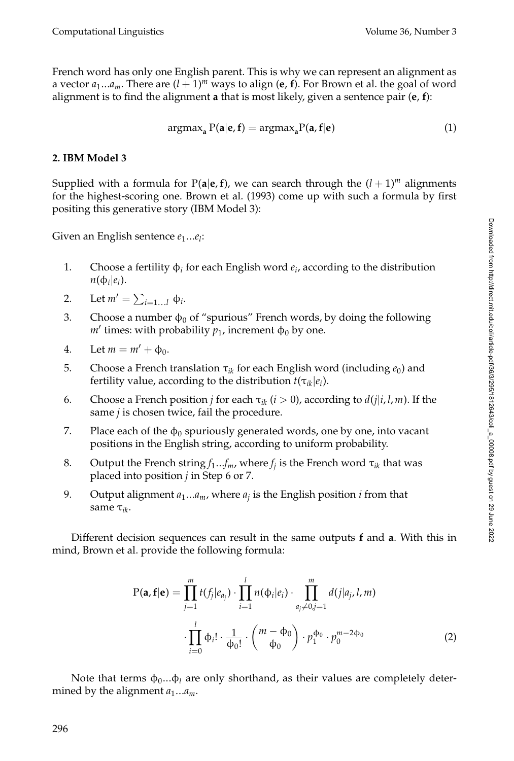French word has only one English parent. This is why we can represent an alignment as a vector $a_1...a_m$. There are $(l+1)^m$ ways to align $(\mathbf{e}, \mathbf{f})$. For Brown et al. the goal of word alignment is to find the alignment $\mathbf{a}$ that is most likely, given a sentence pair $(\mathbf{e}, \mathbf{f})$:

$$\text{argmax}_{\mathbf{a}}\, \text{P}(\mathbf{a}|\mathbf{e}, \mathbf{f}) = \text{argmax}_{\mathbf{a}}\text{P}(\mathbf{a}, \mathbf{f}|\mathbf{e}) \tag{1}$$

## 2. IBM Model 3

Supplied with a formula for $\text{P}(\mathbf{a}|\mathbf{e}, \mathbf{f})$, we can search through the $(l+1)^m$ alignments for the highest-scoring one. Brown et al. (1993) come up with such a formula by first positing this generative story (IBM Model 3):

Given an English sentence $e_1...e_l$:

1. Choose a fertility $\phi_i$ for each English word $e_i$, according to the distribution $n(\phi_i|e_i)$.
2. Let $m' = \sum_{i=1...l} \phi_i$.
3. Choose a number $\phi_0$ of "spurious" French words, by doing the following $m'$ times: with probability $p_1$, increment $\phi_0$ by one.
4. Let $m = m' + \phi_0$.
5. Choose a French translation $\tau_{ik}$ for each English word (including $e_0$) and fertility value, according to the distribution $t(\tau_{ik}|e_i)$.
6. Choose a French position $j$ for each $\tau_{ik}$ $(i > 0)$, according to $d(j|i, l, m)$. If the same $j$ is chosen twice, fail the procedure.
7. Place each of the $\phi_0$ spuriously generated words, one by one, into vacant positions in the English string, according to uniform probability.
8. Output the French string $f_1...f_m$, where $f_j$ is the French word $\tau_{ik}$ that was placed into position $j$ in Step 6 or 7.
9. Output alignment $a_1...a_m$, where $a_j$ is the English position $i$ from that same $\tau_{ik}$.

Different decision sequences can result in the same outputs $\mathbf{f}$ and $\mathbf{a}$. With this in mind, Brown et al. provide the following formula:

$$\begin{aligned}\text{P}(\mathbf{a}, \mathbf{f}|\mathbf{e}) = \prod_{j=1}^{m} t(f_j|e_{a_j}) \cdot \prod_{i=1}^{l} n(\phi_i|e_i) \cdot \prod_{a_j \neq 0, j=1}^{m} d(j|a_j, l, m) \\ \cdot \prod_{i=0}^{l} \phi_i! \cdot \frac{1}{\phi_0!} \cdot \binom{m - \phi_0}{\phi_0} \cdot p_1^{\phi_0} \cdot p_0^{m-2\phi_0}\end{aligned} \tag{2}$$

Note that terms $\phi_0...\phi_l$ are only shorthand, as their values are completely determined by the alignment $a_1...a_m$.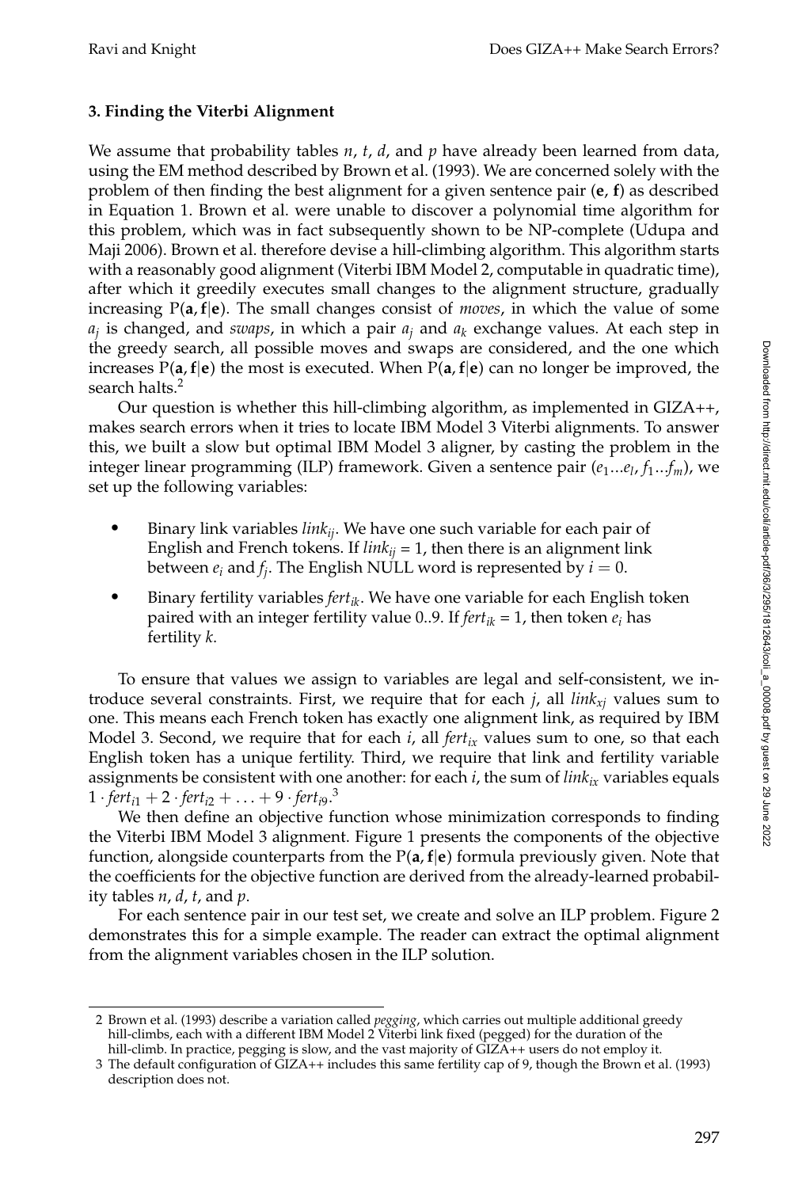## 3. Finding the Viterbi Alignment

We assume that probability tables $n$, $t$, $d$, and $p$ have already been learned from data, using the EM method described by Brown et al. (1993). We are concerned solely with the problem of then finding the best alignment for a given sentence pair ($\mathbf{e}$, $\mathbf{f}$) as described in Equation 1. Brown et al. were unable to discover a polynomial time algorithm for this problem, which was in fact subsequently shown to be NP-complete (Udupa and Maji 2006). Brown et al. therefore devise a hill-climbing algorithm. This algorithm starts with a reasonably good alignment (Viterbi IBM Model 2, computable in quadratic time), after which it greedily executes small changes to the alignment structure, gradually increasing $P(\mathbf{a}, \mathbf{f}|\mathbf{e})$. The small changes consist of *moves*, in which the value of some $a_j$ is changed, and *swaps*, in which a pair $a_j$ and $a_k$ exchange values. At each step in the greedy search, all possible moves and swaps are considered, and the one which increases $P(\mathbf{a}, \mathbf{f}|\mathbf{e})$ the most is executed. When $P(\mathbf{a}, \mathbf{f}|\mathbf{e})$ can no longer be improved, the search halts.[2]

Our question is whether this hill-climbing algorithm, as implemented in GIZA++, makes search errors when it tries to locate IBM Model 3 Viterbi alignments. To answer this, we built a slow but optimal IBM Model 3 aligner, by casting the problem in the integer linear programming (ILP) framework. Given a sentence pair ($e_1 ... e_l$, $f_1 ... f_m$), we set up the following variables:

- Binary link variables $link_{ij}$. We have one such variable for each pair of English and French tokens. If $link_{ij} = 1$, then there is an alignment link between $e_i$ and $f_j$. The English NULL word is represented by $i = 0$.
- Binary fertility variables $fert_{ik}$. We have one variable for each English token paired with an integer fertility value 0..9. If $fert_{ik} = 1$, then token $e_i$ has fertility $k$.

To ensure that values we assign to variables are legal and self-consistent, we introduce several constraints. First, we require that for each $j$, all $link_{xj}$ values sum to one. This means each French token has exactly one alignment link, as required by IBM Model 3. Second, we require that for each $i$, all $fert_{ix}$ values sum to one, so that each English token has a unique fertility. Third, we require that link and fertility variable assignments be consistent with one another: for each $i$, the sum of $link_{ix}$ variables equals $1 \cdot fert_{i1} + 2 \cdot fert_{i2} + \ldots + 9 \cdot fert_{i9}$.[3]

We then define an objective function whose minimization corresponds to finding the Viterbi IBM Model 3 alignment. Figure 1 presents the components of the objective function, alongside counterparts from the $P(\mathbf{a}, \mathbf{f}|\mathbf{e})$ formula previously given. Note that the coefficients for the objective function are derived from the already-learned probability tables $n$, $d$, $t$, and $p$.

For each sentence pair in our test set, we create and solve an ILP problem. Figure 2 demonstrates this for a simple example. The reader can extract the optimal alignment from the alignment variables chosen in the ILP solution.

---

[2] Brown et al. (1993) describe a variation called *pegging*, which carries out multiple additional greedy hill-climbs, each with a different IBM Model 2 Viterbi link fixed (pegged) for the duration of the hill-climb. In practice, pegging is slow, and the vast majority of GIZA++ users do not employ it.

[3] The default configuration of GIZA++ includes this same fertility cap of 9, though the Brown et al. (1993) description does not.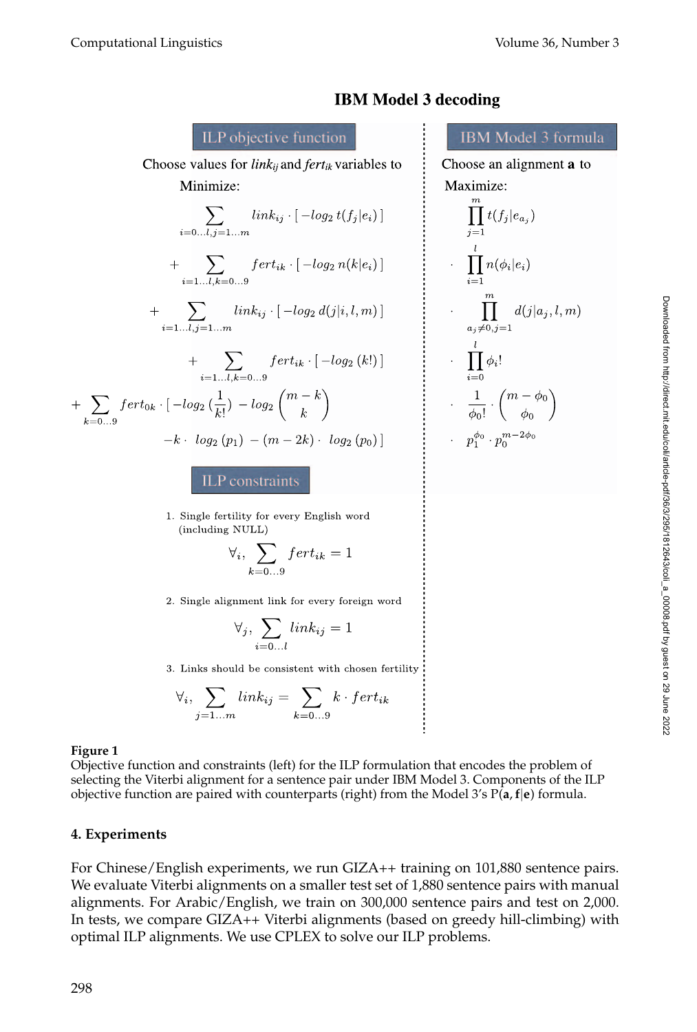**IBM Model 3 decoding**

**ILP objective function**

Choose values for $link_{ij}$ and $fert_{ik}$ variables to

Minimize:

$$\sum_{i=0\ldots l, j=1\ldots m} link_{ij} \cdot [\,-log_2\, t(f_j|e_i)\,]$$

$$+ \sum_{i=1\ldots l, k=0\ldots 9} fert_{ik} \cdot [\,-log_2\, n(k|e_i)\,]$$

$$+ \sum_{i=1\ldots l, j=1\ldots m} link_{ij} \cdot [\,-log_2\, d(j|i,l,m)\,]$$

$$+ \sum_{i=1\ldots l, k=0\ldots 9} fert_{ik} \cdot [\,-log_2\,(k!)\,]$$

$$+ \sum_{k=0\ldots 9} fert_{0k} \cdot [\,-log_2\,(\frac{1}{k!}) - log_2 \binom{m-k}{k} - k \cdot\ log_2\,(p_1) - (m-2k) \cdot\ log_2\,(p_0)\,]$$

**IBM Model 3 formula**

Choose an alignment **a** to

Maximize:

$$\prod_{j=1}^{m} t(f_j|e_{a_j})$$

$$\cdot \prod_{i=1}^{l} n(\phi_i|e_i)$$

$$\cdot \prod_{a_j \neq 0, j=1}^{m} d(j|a_j,l,m)$$

$$\cdot \prod_{i=0}^{l} \phi_i!$$

$$\cdot \frac{1}{\phi_0!} \cdot \binom{m-\phi_0}{\phi_0}$$

$$\cdot\ p_1^{\phi_0} \cdot p_0^{m-2\phi_0}$$

**ILP constraints**

1. Single fertility for every English word (including NULL)

$$\forall_i, \sum_{k=0\ldots 9} fert_{ik} = 1$$

2. Single alignment link for every foreign word

$$\forall_j, \sum_{i=0\ldots l} link_{ij} = 1$$

3. Links should be consistent with chosen fertility

$$\forall_i, \sum_{j=1\ldots m} link_{ij} = \sum_{k=0\ldots 9} k \cdot fert_{ik}$$

**Figure 1**
Objective function and constraints (left) for the ILP formulation that encodes the problem of selecting the Viterbi alignment for a sentence pair under IBM Model 3. Components of the ILP objective function are paired with counterparts (right) from the Model 3's P(**a**, **f**|**e**) formula.

## 4. Experiments

For Chinese/English experiments, we run GIZA++ training on 101,880 sentence pairs. We evaluate Viterbi alignments on a smaller test set of 1,880 sentence pairs with manual alignments. For Arabic/English, we train on 300,000 sentence pairs and test on 2,000. In tests, we compare GIZA++ Viterbi alignments (based on greedy hill-climbing) with optimal ILP alignments. We use CPLEX to solve our ILP problems.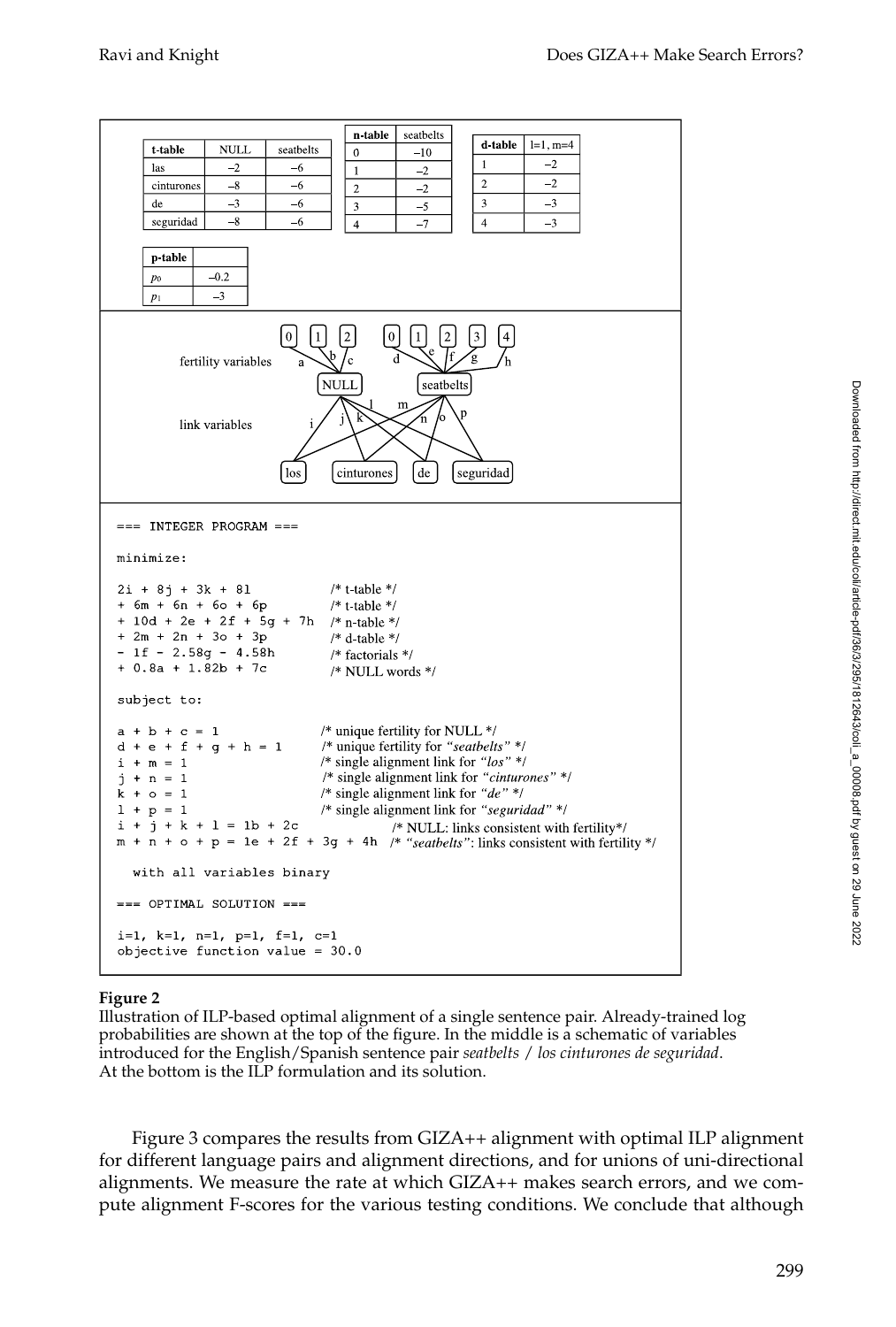| t-table | NULL | seatbelts |
| --- | --- | --- |
| las | −2 | −6 |
| cinturones | −8 | −6 |
| de | −3 | −6 |
| seguridad | −8 | −6 |

| n-table | seatbelts |
| --- | --- |
| 0 | −10 |
| 1 | −2 |
| 2 | −2 |
| 3 | −5 |
| 4 | −7 |

| d-table | l=1, m=4 |
| --- | --- |
| 1 | −2 |
| 2 | −2 |
| 3 | −3 |
| 4 | −3 |

| p-table | |
| --- | --- |
| $p_0$ | −0.2 |
| $p_1$ | −3 |

```
=== INTEGER PROGRAM ===

minimize:

2i + 8j + 3k + 8l              /* t-table */
+ 6m + 6n + 6o + 6p            /* t-table */
+ 10d + 2e + 2f + 5g + 7h      /* n-table */
+ 2m + 2n + 3o + 3p            /* d-table */
- 1f - 2.58g - 4.58h           /* factorials */
+ 0.8a + 1.82b + 7c            /* NULL words */

subject to:

a + b + c = 1                  /* unique fertility for NULL */
d + e + f + g + h = 1          /* unique fertility for "seatbelts" */
i + m = 1                      /* single alignment link for "los" */
j + n = 1                      /* single alignment link for "cinturones" */
k + o = 1                      /* single alignment link for "de" */
l + p = 1                      /* single alignment link for "seguridad" */
i + j + k + l = 1b + 2c              /* NULL: links consistent with fertility*/
m + n + o + p = 1e + 2f + 3g + 4h    /* "seatbelts": links consistent with fertility */

  with all variables binary

=== OPTIMAL SOLUTION ===

i=1, k=1, n=1, p=1, f=1, c=1
objective function value = 30.0
```

**Figure 2**
Illustration of ILP-based optimal alignment of a single sentence pair. Already-trained log probabilities are shown at the top of the figure. In the middle is a schematic of variables introduced for the English/Spanish sentence pair *seatbelts / los cinturones de seguridad*. At the bottom is the ILP formulation and its solution.

Figure 3 compares the results from GIZA++ alignment with optimal ILP alignment for different language pairs and alignment directions, and for unions of uni-directional alignments. We measure the rate at which GIZA++ makes search errors, and we compute alignment F-scores for the various testing conditions. We conclude that although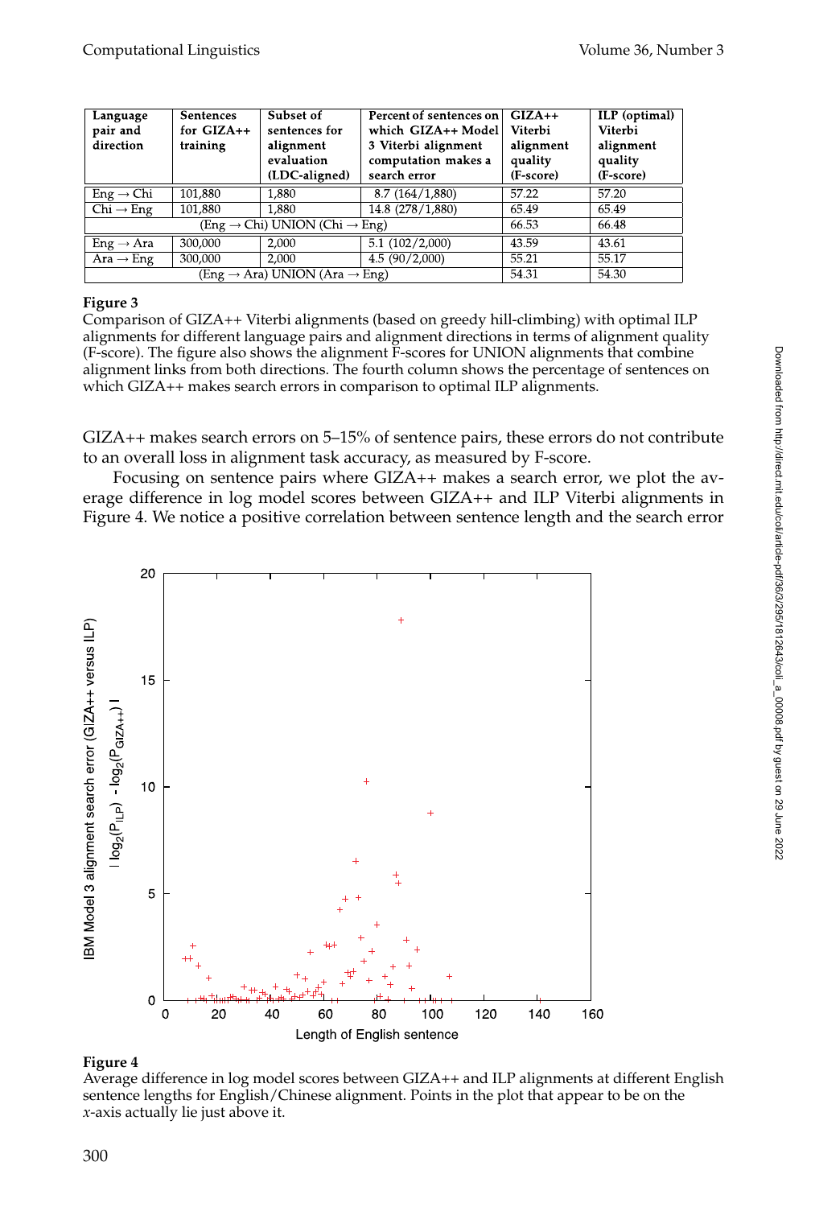| Language pair and direction | Sentences for GIZA++ training | Subset of sentences for alignment evaluation (LDC-aligned) | Percent of sentences on which GIZA++ Model 3 Viterbi alignment computation makes a search error | GIZA++ Viterbi alignment quality (F-score) | ILP (optimal) Viterbi alignment quality (F-score) |
|---|---|---|---|---|---|
| Eng → Chi | 101,880 | 1,880 | 8.7 (164/1,880) | 57.22 | 57.20 |
| Chi → Eng | 101,880 | 1,880 | 14.8 (278/1,880) | 65.49 | 65.49 |
| (Eng → Chi) UNION (Chi → Eng) | | | | 66.53 | 66.48 |
| Eng → Ara | 300,000 | 2,000 | 5.1 (102/2,000) | 43.59 | 43.61 |
| Ara → Eng | 300,000 | 2,000 | 4.5 (90/2,000) | 55.21 | 55.17 |
| (Eng → Ara) UNION (Ara → Eng) | | | | 54.31 | 54.30 |

**Figure 3**
Comparison of GIZA++ Viterbi alignments (based on greedy hill-climbing) with optimal ILP alignments for different language pairs and alignment directions in terms of alignment quality (F-score). The figure also shows the alignment F-scores for UNION alignments that combine alignment links from both directions. The fourth column shows the percentage of sentences on which GIZA++ makes search errors in comparison to optimal ILP alignments.

GIZA++ makes search errors on 5–15% of sentence pairs, these errors do not contribute to an overall loss in alignment task accuracy, as measured by F-score.

Focusing on sentence pairs where GIZA++ makes a search error, we plot the average difference in log model scores between GIZA++ and ILP Viterbi alignments in Figure 4. We notice a positive correlation between sentence length and the search error

**Figure 4**
Average difference in log model scores between GIZA++ and ILP alignments at different English sentence lengths for English/Chinese alignment. Points in the plot that appear to be on the $x$-axis actually lie just above it.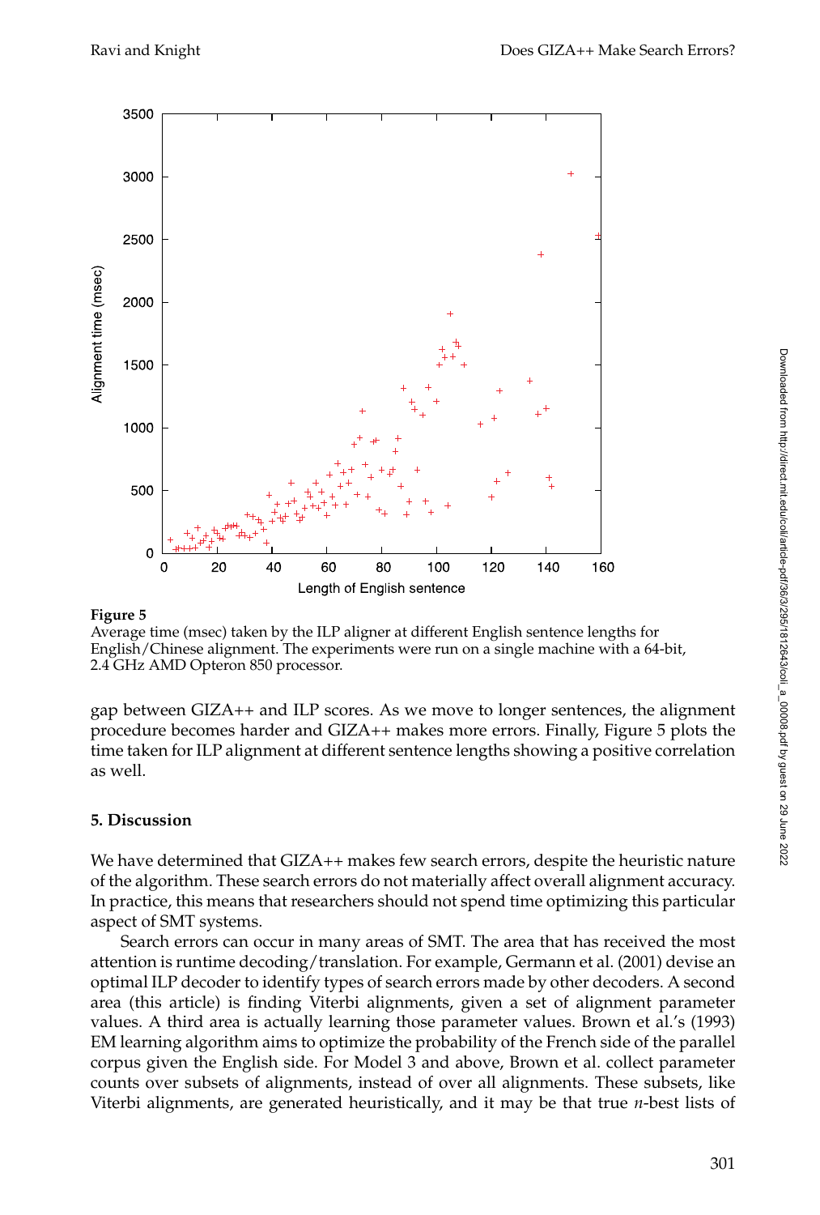**Figure 5**
Average time (msec) taken by the ILP aligner at different English sentence lengths for English/Chinese alignment. The experiments were run on a single machine with a 64-bit, 2.4 GHz AMD Opteron 850 processor.

gap between GIZA++ and ILP scores. As we move to longer sentences, the alignment procedure becomes harder and GIZA++ makes more errors. Finally, Figure 5 plots the time taken for ILP alignment at different sentence lengths showing a positive correlation as well.

## 5. Discussion

We have determined that GIZA++ makes few search errors, despite the heuristic nature of the algorithm. These search errors do not materially affect overall alignment accuracy. In practice, this means that researchers should not spend time optimizing this particular aspect of SMT systems.

Search errors can occur in many areas of SMT. The area that has received the most attention is runtime decoding/translation. For example, Germann et al. (2001) devise an optimal ILP decoder to identify types of search errors made by other decoders. A second area (this article) is finding Viterbi alignments, given a set of alignment parameter values. A third area is actually learning those parameter values. Brown et al.'s (1993) EM learning algorithm aims to optimize the probability of the French side of the parallel corpus given the English side. For Model 3 and above, Brown et al. collect parameter counts over subsets of alignments, instead of over all alignments. These subsets, like Viterbi alignments, are generated heuristically, and it may be that true *n*-best lists of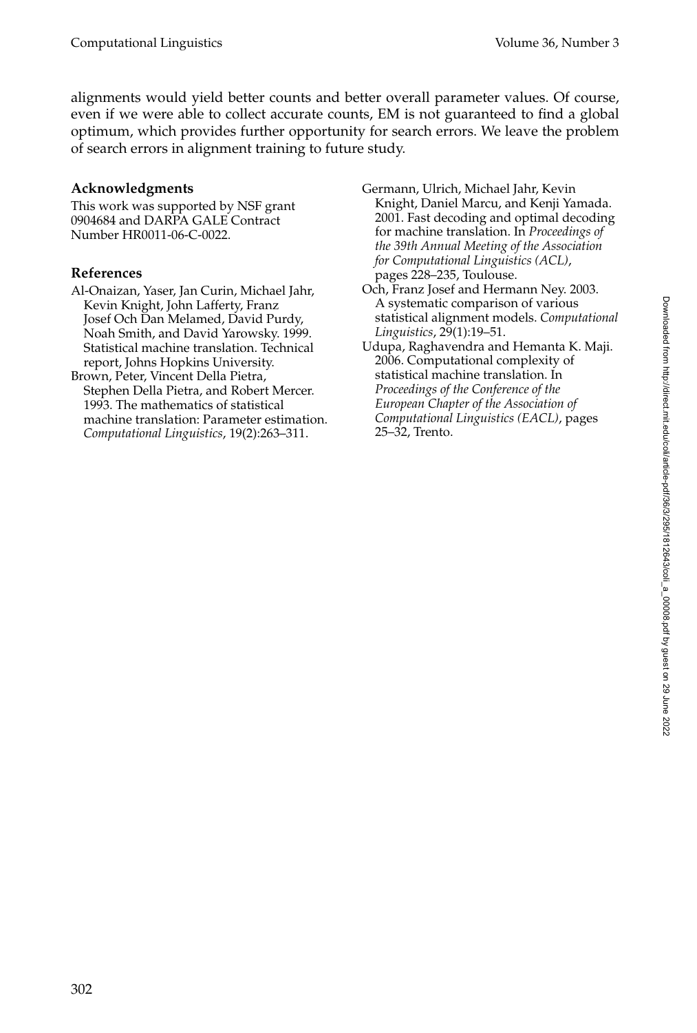alignments would yield better counts and better overall parameter values. Of course, even if we were able to collect accurate counts, EM is not guaranteed to find a global optimum, which provides further opportunity for search errors. We leave the problem of search errors in alignment training to future study.

## Acknowledgments

This work was supported by NSF grant 0904684 and DARPA GALE Contract Number HR0011-06-C-0022.

## References

Al-Onaizan, Yaser, Jan Curin, Michael Jahr, Kevin Knight, John Lafferty, Franz Josef Och Dan Melamed, David Purdy, Noah Smith, and David Yarowsky. 1999. Statistical machine translation. Technical report, Johns Hopkins University.

Brown, Peter, Vincent Della Pietra, Stephen Della Pietra, and Robert Mercer. 1993. The mathematics of statistical machine translation: Parameter estimation. *Computational Linguistics*, 19(2):263–311.

Germann, Ulrich, Michael Jahr, Kevin Knight, Daniel Marcu, and Kenji Yamada. 2001. Fast decoding and optimal decoding for machine translation. In *Proceedings of the 39th Annual Meeting of the Association for Computational Linguistics (ACL)*, pages 228–235, Toulouse.

Och, Franz Josef and Hermann Ney. 2003. A systematic comparison of various statistical alignment models. *Computational Linguistics*, 29(1):19–51.

Udupa, Raghavendra and Hemanta K. Maji. 2006. Computational complexity of statistical machine translation. In *Proceedings of the Conference of the European Chapter of the Association of Computational Linguistics (EACL)*, pages 25–32, Trento.